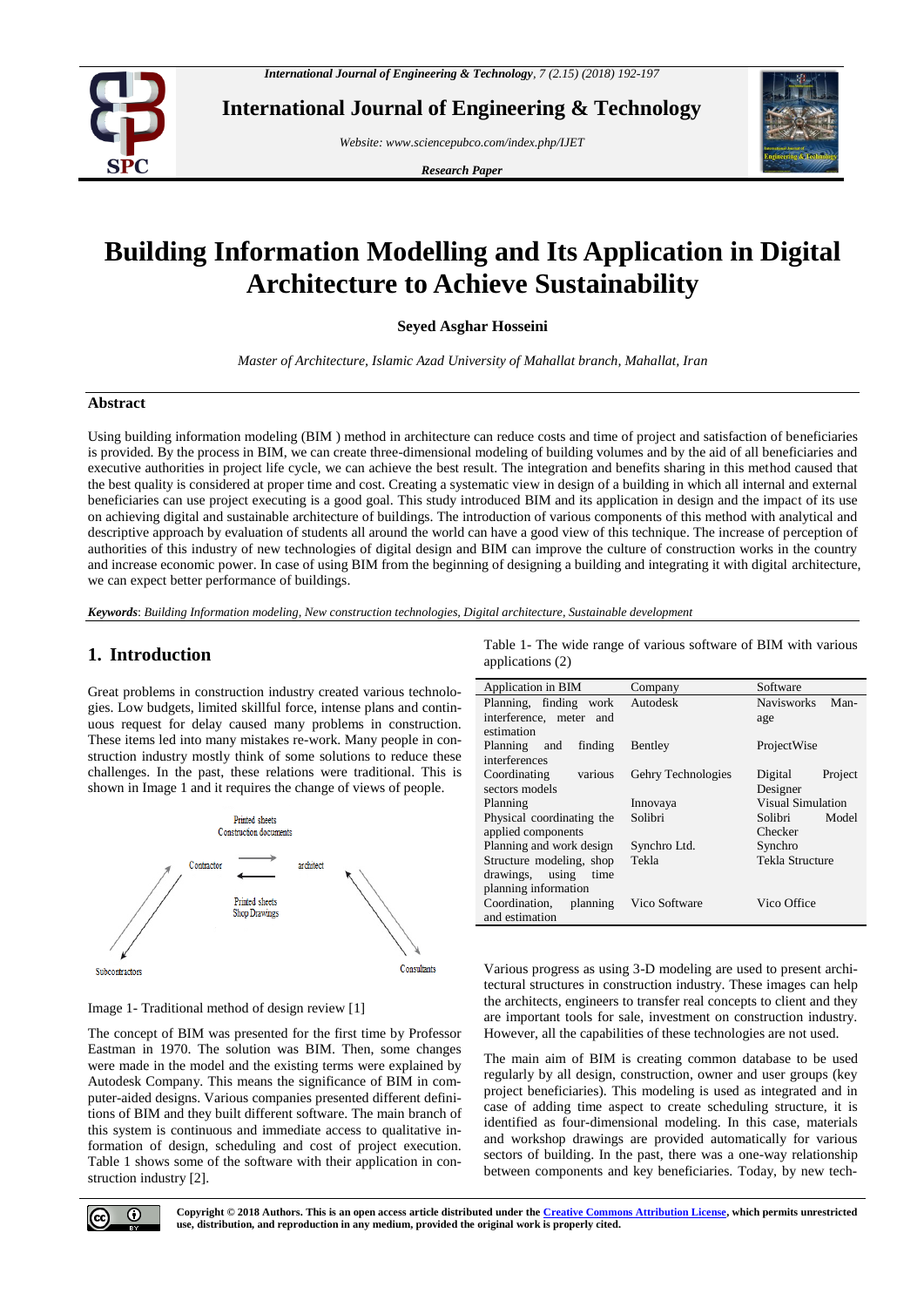# Building Information Modelling and Its Application in Digital Architecture to Achieve Sustainability

**Seyed Asghar Hosseini**

*Master of Architecture, Islamic Azad University of Mahallat branch, Mahallat, Iran*

## Abstract

Using building information modeling (BIM ) method in architecture can reduce costs and time of project and satisfaction of beneficiaries is provided. By the process in BIM, we can create three-dimensional modeling of building volumes and by the aid of all beneficiaries and executive authorities in project life cycle, we can achieve the best result. The integration and benefits sharing in this method caused that the best quality is considered at proper time and cost. Creating a systematic view in design of a building in which all internal and external beneficiaries can use project executing is a good goal. This study introduced BIM and its application in design and the impact of its use on achieving digital and sustainable architecture of buildings. The introduction of various components of this method with analytical and descriptive approach by evaluation of students all around the world can have a good view of this technique. The increase of perception of authorities of this industry of new technologies of digital design and BIM can improve the culture of construction works in the country and increase economic power. In case of using BIM from the beginning of designing a building and integrating it with digital architecture, we can expect better performance of buildings.

***Keywords***: *Building Information modeling, New construction technologies, Digital architecture, Sustainable development*

## 1. Introduction

Great problems in construction industry created various technologies. Low budgets, limited skillful force, intense plans and continuous request for delay caused many problems in construction. These items led into many mistakes re-work. Many people in construction industry mostly think of some solutions to reduce these challenges. In the past, these relations were traditional. This is shown in Image 1 and it requires the change of views of people.

Printed sheets
Construction documents

Contractor — architect

Printed sheets
Shop Drawings

Subcontractors

Consultants

Image 1- Traditional method of design review [1]

The concept of BIM was presented for the first time by Professor Eastman in 1970. The solution was BIM. Then, some changes were made in the model and the existing terms were explained by Autodesk Company. This means the significance of BIM in computer-aided designs. Various companies presented different definitions of BIM and they built different software. The main branch of this system is continuous and immediate access to qualitative information of design, scheduling and cost of project execution. Table 1 shows some of the software with their application in construction industry [2].

Table 1- The wide range of various software of BIM with various applications (2)

| Application in BIM | Company | Software |
|---|---|---|
| Planning, finding work interference, meter and estimation | Autodesk | Navisworks Manage |
| Planning and finding interferences | Bentley | ProjectWise |
| Coordinating various sectors models | Gehry Technologies | Digital Project Designer |
| Planning | Innovaya | Visual Simulation |
| Physical coordinating the applied components | Solibri | Solibri Model Checker |
| Planning and work design | Synchro Ltd. | Synchro |
| Structure modeling, shop drawings, using time planning information | Tekla | Tekla Structure |
| Coordination, planning and estimation | Vico Software | Vico Office |

Various progress as using 3-D modeling are used to present architectural structures in construction industry. These images can help the architects, engineers to transfer real concepts to client and they are important tools for sale, investment on construction industry. However, all the capabilities of these technologies are not used.

The main aim of BIM is creating common database to be used regularly by all design, construction, owner and user groups (key project beneficiaries). This modeling is used as integrated and in case of adding time aspect to create scheduling structure, it is identified as four-dimensional modeling. In this case, materials and workshop drawings are provided automatically for various sectors of building. In the past, there was a one-way relationship between components and key beneficiaries. Today, by new tech-

**Copyright © 2018 Authors. This is an open access article distributed under the Creative Commons Attribution License, which permits unrestricted use, distribution, and reproduction in any medium, provided the original work is properly cited.**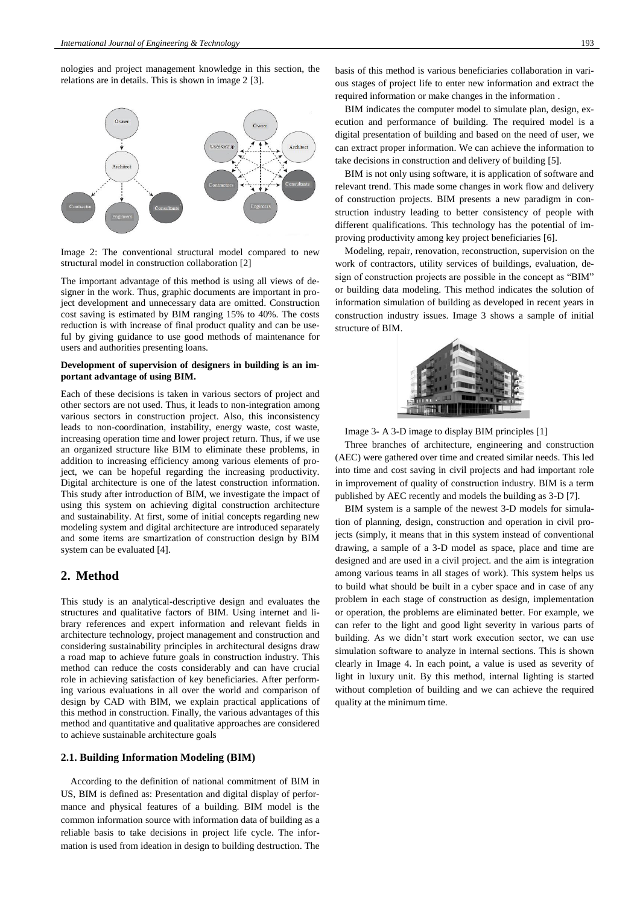nologies and project management knowledge in this section, the relations are in details. This is shown in image 2 [3].

Image 2: The conventional structural model compared to new structural model in construction collaboration [2]

The important advantage of this method is using all views of designer in the work. Thus, graphic documents are important in project development and unnecessary data are omitted. Construction cost saving is estimated by BIM ranging 15% to 40%. The costs reduction is with increase of final product quality and can be useful by giving guidance to use good methods of maintenance for users and authorities presenting loans.

**Development of supervision of designers in building is an important advantage of using BIM.**

Each of these decisions is taken in various sectors of project and other sectors are not used. Thus, it leads to non-integration among various sectors in construction project. Also, this inconsistency leads to non-coordination, instability, energy waste, cost waste, increasing operation time and lower project return. Thus, if we use an organized structure like BIM to eliminate these problems, in addition to increasing efficiency among various elements of project, we can be hopeful regarding the increasing productivity. Digital architecture is one of the latest construction information. This study after introduction of BIM, we investigate the impact of using this system on achieving digital construction architecture and sustainability. At first, some of initial concepts regarding new modeling system and digital architecture are introduced separately and some items are smartization of construction design by BIM system can be evaluated [4].

## 2. Method

This study is an analytical-descriptive design and evaluates the structures and qualitative factors of BIM. Using internet and library references and expert information and relevant fields in architecture technology, project management and construction and considering sustainability principles in architectural designs draw a road map to achieve future goals in construction industry. This method can reduce the costs considerably and can have crucial role in achieving satisfaction of key beneficiaries. After performing various evaluations in all over the world and comparison of design by CAD with BIM, we explain practical applications of this method in construction. Finally, the various advantages of this method and quantitative and qualitative approaches are considered to achieve sustainable architecture goals

### 2.1. Building Information Modeling (BIM)

According to the definition of national commitment of BIM in US, BIM is defined as: Presentation and digital display of performance and physical features of a building. BIM model is the common information source with information data of building as a reliable basis to take decisions in project life cycle. The information is used from ideation in design to building destruction. The basis of this method is various beneficiaries collaboration in various stages of project life to enter new information and extract the required information or make changes in the information .

BIM indicates the computer model to simulate plan, design, execution and performance of building. The required model is a digital presentation of building and based on the need of user, we can extract proper information. We can achieve the information to take decisions in construction and delivery of building [5].

BIM is not only using software, it is application of software and relevant trend. This made some changes in work flow and delivery of construction projects. BIM presents a new paradigm in construction industry leading to better consistency of people with different qualifications. This technology has the potential of improving productivity among key project beneficiaries [6].

Modeling, repair, renovation, reconstruction, supervision on the work of contractors, utility services of buildings, evaluation, design of construction projects are possible in the concept as "BIM" or building data modeling. This method indicates the solution of information simulation of building as developed in recent years in construction industry issues. Image 3 shows a sample of initial structure of BIM.

Image 3- A 3-D image to display BIM principles [1]

Three branches of architecture, engineering and construction (AEC) were gathered over time and created similar needs. This led into time and cost saving in civil projects and had important role in improvement of quality of construction industry. BIM is a term published by AEC recently and models the building as 3-D [7].

BIM system is a sample of the newest 3-D models for simulation of planning, design, construction and operation in civil projects (simply, it means that in this system instead of conventional drawing, a sample of a 3-D model as space, place and time are designed and are used in a civil project. and the aim is integration among various teams in all stages of work). This system helps us to build what should be built in a cyber space and in case of any problem in each stage of construction as design, implementation or operation, the problems are eliminated better. For example, we can refer to the light and good light severity in various parts of building. As we didn't start work execution sector, we can use simulation software to analyze in internal sections. This is shown clearly in Image 4. In each point, a value is used as severity of light in luxury unit. By this method, internal lighting is started without completion of building and we can achieve the required quality at the minimum time.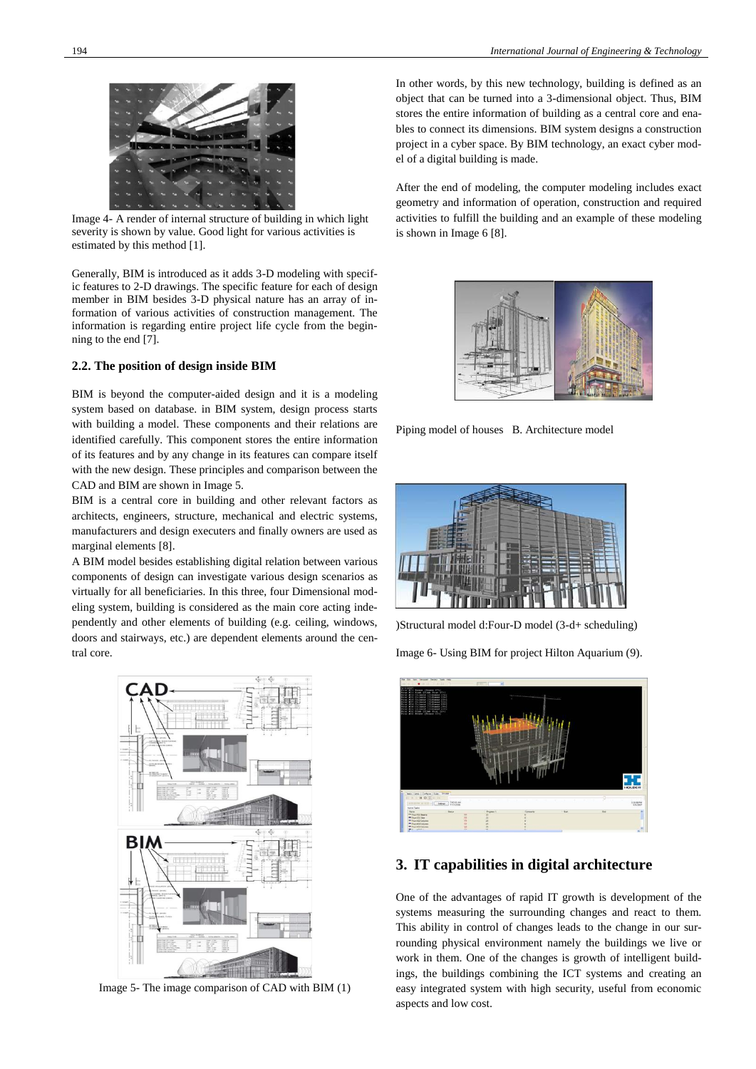Image 4- A render of internal structure of building in which light severity is shown by value. Good light for various activities is estimated by this method [1].

Generally, BIM is introduced as it adds 3-D modeling with specific features to 2-D drawings. The specific feature for each of design member in BIM besides 3-D physical nature has an array of information of various activities of construction management. The information is regarding entire project life cycle from the beginning to the end [7].

### 2.2. The position of design inside BIM

BIM is beyond the computer-aided design and it is a modeling system based on database. in BIM system, design process starts with building a model. These components and their relations are identified carefully. This component stores the entire information of its features and by any change in its features can compare itself with the new design. These principles and comparison between the CAD and BIM are shown in Image 5.

BIM is a central core in building and other relevant factors as architects, engineers, structure, mechanical and electric systems, manufacturers and design executers and finally owners are used as marginal elements [8].

A BIM model besides establishing digital relation between various components of design can investigate various design scenarios as virtually for all beneficiaries. In this three, four Dimensional modeling system, building is considered as the main core acting independently and other elements of building (e.g. ceiling, windows, doors and stairways, etc.) are dependent elements around the central core.

Image 5- The image comparison of CAD with BIM (1)

In other words, by this new technology, building is defined as an object that can be turned into a 3-dimensional object. Thus, BIM stores the entire information of building as a central core and enables to connect its dimensions. BIM system designs a construction project in a cyber space. By BIM technology, an exact cyber model of a digital building is made.

After the end of modeling, the computer modeling includes exact geometry and information of operation, construction and required activities to fulfill the building and an example of these modeling is shown in Image 6 [8].

Piping model of houses B. Architecture model

)Structural model d:Four-D model (3-d+ scheduling)

Image 6- Using BIM for project Hilton Aquarium (9).

## 3. IT capabilities in digital architecture

One of the advantages of rapid IT growth is development of the systems measuring the surrounding changes and react to them. This ability in control of changes leads to the change in our surrounding physical environment namely the buildings we live or work in them. One of the changes is growth of intelligent buildings, the buildings combining the ICT systems and creating an easy integrated system with high security, useful from economic aspects and low cost.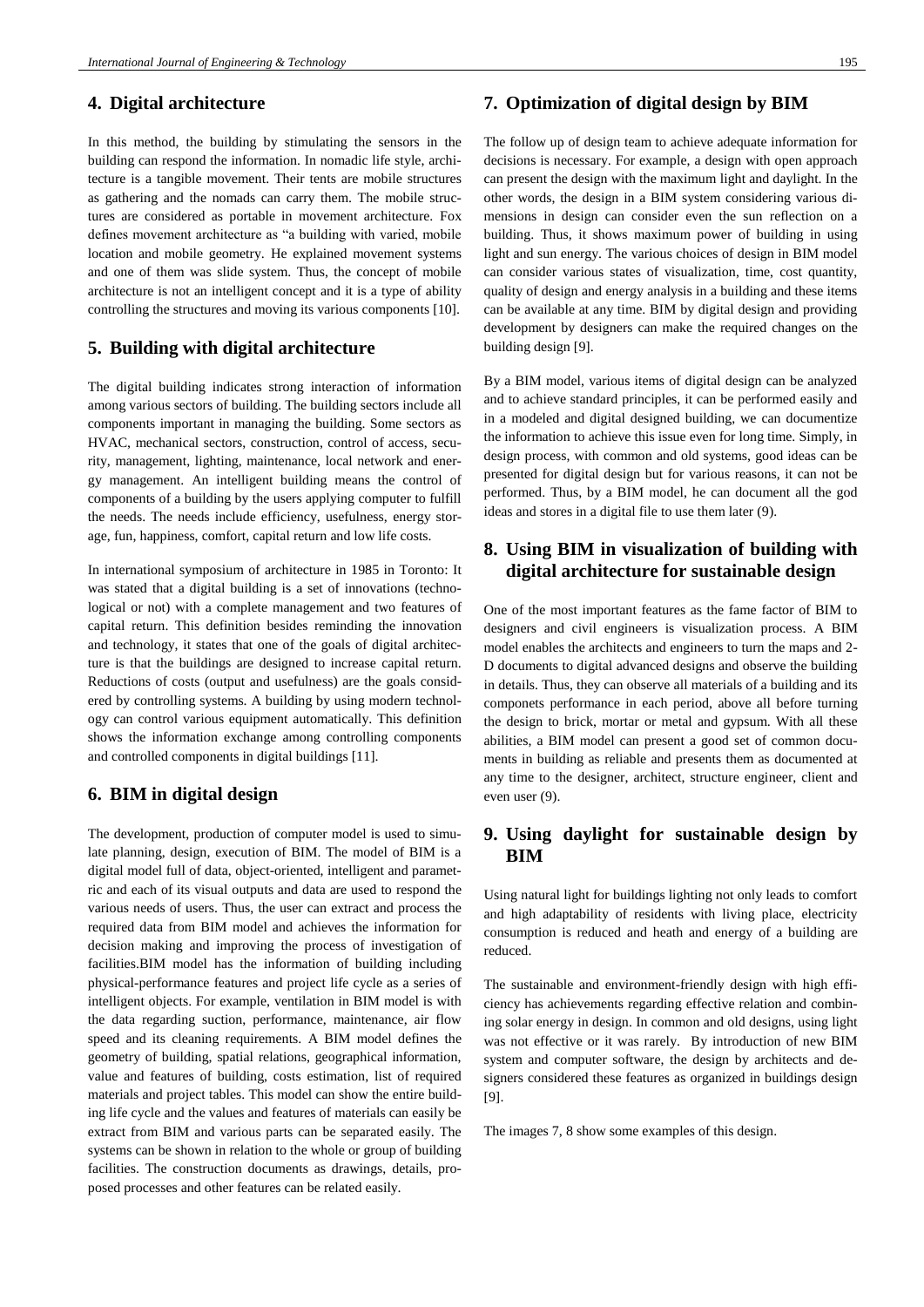## 4. Digital architecture

In this method, the building by stimulating the sensors in the building can respond the information. In nomadic life style, architecture is a tangible movement. Their tents are mobile structures as gathering and the nomads can carry them. The mobile structures are considered as portable in movement architecture. Fox defines movement architecture as "a building with varied, mobile location and mobile geometry. He explained movement systems and one of them was slide system. Thus, the concept of mobile architecture is not an intelligent concept and it is a type of ability controlling the structures and moving its various components [10].

## 5. Building with digital architecture

The digital building indicates strong interaction of information among various sectors of building. The building sectors include all components important in managing the building. Some sectors as HVAC, mechanical sectors, construction, control of access, security, management, lighting, maintenance, local network and energy management. An intelligent building means the control of components of a building by the users applying computer to fulfill the needs. The needs include efficiency, usefulness, energy storage, fun, happiness, comfort, capital return and low life costs.

In international symposium of architecture in 1985 in Toronto: It was stated that a digital building is a set of innovations (technological or not) with a complete management and two features of capital return. This definition besides reminding the innovation and technology, it states that one of the goals of digital architecture is that the buildings are designed to increase capital return. Reductions of costs (output and usefulness) are the goals considered by controlling systems. A building by using modern technology can control various equipment automatically. This definition shows the information exchange among controlling components and controlled components in digital buildings [11].

## 6. BIM in digital design

The development, production of computer model is used to simulate planning, design, execution of BIM. The model of BIM is a digital model full of data, object-oriented, intelligent and parametric and each of its visual outputs and data are used to respond the various needs of users. Thus, the user can extract and process the required data from BIM model and achieves the information for decision making and improving the process of investigation of facilities.BIM model has the information of building including physical-performance features and project life cycle as a series of intelligent objects. For example, ventilation in BIM model is with the data regarding suction, performance, maintenance, air flow speed and its cleaning requirements. A BIM model defines the geometry of building, spatial relations, geographical information, value and features of building, costs estimation, list of required materials and project tables. This model can show the entire building life cycle and the values and features of materials can easily be extract from BIM and various parts can be separated easily. The systems can be shown in relation to the whole or group of building facilities. The construction documents as drawings, details, proposed processes and other features can be related easily.

## 7. Optimization of digital design by BIM

The follow up of design team to achieve adequate information for decisions is necessary. For example, a design with open approach can present the design with the maximum light and daylight. In the other words, the design in a BIM system considering various dimensions in design can consider even the sun reflection on a building. Thus, it shows maximum power of building in using light and sun energy. The various choices of design in BIM model can consider various states of visualization, time, cost quantity, quality of design and energy analysis in a building and these items can be available at any time. BIM by digital design and providing development by designers can make the required changes on the building design [9].

By a BIM model, various items of digital design can be analyzed and to achieve standard principles, it can be performed easily and in a modeled and digital designed building, we can documentize the information to achieve this issue even for long time. Simply, in design process, with common and old systems, good ideas can be presented for digital design but for various reasons, it can not be performed. Thus, by a BIM model, he can document all the god ideas and stores in a digital file to use them later (9).

## 8. Using BIM in visualization of building with digital architecture for sustainable design

One of the most important features as the fame factor of BIM to designers and civil engineers is visualization process. A BIM model enables the architects and engineers to turn the maps and 2-D documents to digital advanced designs and observe the building in details. Thus, they can observe all materials of a building and its componets performance in each period, above all before turning the design to brick, mortar or metal and gypsum. With all these abilities, a BIM model can present a good set of common documents in building as reliable and presents them as documented at any time to the designer, architect, structure engineer, client and even user (9).

## 9. Using daylight for sustainable design by BIM

Using natural light for buildings lighting not only leads to comfort and high adaptability of residents with living place, electricity consumption is reduced and heath and energy of a building are reduced.

The sustainable and environment-friendly design with high efficiency has achievements regarding effective relation and combining solar energy in design. In common and old designs, using light was not effective or it was rarely. By introduction of new BIM system and computer software, the design by architects and designers considered these features as organized in buildings design [9].

The images 7, 8 show some examples of this design.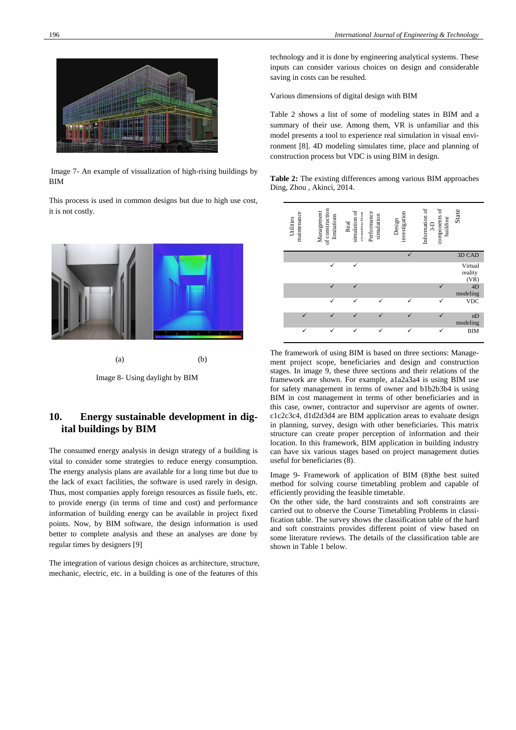Image 7- An example of visualization of high-rising buildings by BIM

This process is used in common designs but due to high use cost, it is not costly.

(a) (b)

Image 8- Using daylight by BIM

## 10. Energy sustainable development in digital buildings by BIM

The consumed energy analysis in design strategy of a building is vital to consider some strategies to reduce energy consumption. The energy analysis plans are available for a long time but due to the lack of exact facilities, the software is used rarely in design. Thus, most companies apply foreign resources as fissile fuels, etc. to provide energy (in terms of time and cost) and performance information of building energy can be available in project fixed points. Now, by BIM software, the design information is used better to complete analysis and these an analyses are done by regular times by designers [9]

The integration of various design choices as architecture, structure, mechanic, electric, etc. in a building is one of the features of this technology and it is done by engineering analytical systems. These inputs can consider various choices on design and considerable saving in costs can be resulted.

Various dimensions of digital design with BIM

Table 2 shows a list of some of modeling states in BIM and a summary of their use. Among them, VR is unfamiliar and this model presents a tool to experience real simulation in visual environment [8]. 4D modeling simulates time, place and planning of construction process but VDC is using BIM in design.

**Table 2:** The existing differences among various BIM approaches Ding, Zhou , Akinci, 2014.

| Utilities maintenance | Management of construction limitations | Real simulation of construction | Performance simulation | Design investigation | Information of 3-D components of building | State |
|---|---|---|---|---|---|---|
| | | | | ✓ | | 3D CAD |
| | ✓ | ✓ | | | | Virtual reality (VR) |
| | ✓ | ✓ | | | ✓ | 4D modeling |
| | ✓ | ✓ | ✓ | ✓ | ✓ | VDC |
| ✓ | ✓ | ✓ | ✓ | ✓ | ✓ | nD modeling |
| ✓ | ✓ | ✓ | ✓ | ✓ | ✓ | BIM |

The framework of using BIM is based on three sections: Management project scope, beneficiaries and design and construction stages. In image 9, these three sections and their relations of the framework are shown. For example, a1a2a3a4 is using BIM use for safety management in terms of owner and b1b2b3b4 is using BIM in cost management in terms of other beneficiaries and in this case, owner, contractor and supervisor are agents of owner. c1c2c3c4, d1d2d3d4 are BIM application areas to evaluate design in planning, survey, design with other beneficiaries. This matrix structure can create proper perception of information and their location. In this framework, BIM application in building industry can have six various stages based on project management duties useful for beneficiaries (8).

Image 9- Framework of application of BIM (8)the best suited method for solving course timetabling problem and capable of efficiently providing the feasible timetable.

On the other side, the hard constraints and soft constraints are carried out to observe the Course Timetabling Problems in classification table. The survey shows the classification table of the hard and soft constraints provides different point of view based on some literature reviews. The details of the classification table are shown in Table 1 below.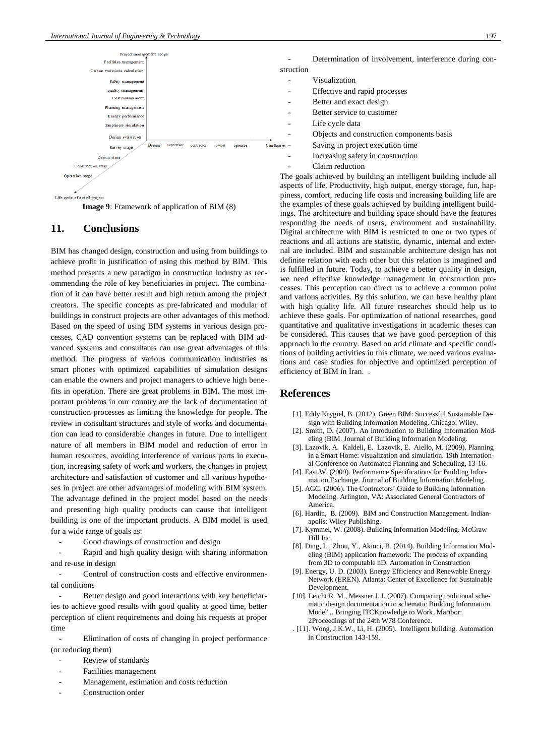Project management scope
Facilities management
Carbon emissions calculation
Safety management
quality management
Cost management
Planning management
Energy performance
Emptiness simulation
Design evaluation
Survey stage
Design stage
Construction stage
Operation stage
Life cycle of a civil project
Designer supervisor contractor owner operator beneficiaries

**Image 9**: Framework of application of BIM (8)

## 11. Conclusions

BIM has changed design, construction and using from buildings to achieve profit in justification of using this method by BIM. This method presents a new paradigm in construction industry as recommending the role of key beneficiaries in project. The combination of it can have better result and high return among the project creators. The specific concepts as pre-fabricated and modular of buildings in construct projects are other advantages of this method. Based on the speed of using BIM systems in various design processes, CAD convention systems can be replaced with BIM advanced systems and consultants can use great advantages of this method. The progress of various communication industries as smart phones with optimized capabilities of simulation designs can enable the owners and project managers to achieve high benefits in operation. There are great problems in BIM. The most important problems in our country are the lack of documentation of construction processes as limiting the knowledge for people. The review in consultant structures and style of works and documentation can lead to considerable changes in future. Due to intelligent nature of all members in BIM model and reduction of error in human resources, avoiding interference of various parts in execution, increasing safety of work and workers, the changes in project architecture and satisfaction of customer and all various hypotheses in project are other advantages of modeling with BIM system. The advantage defined in the project model based on the needs and presenting high quality products can cause that intelligent building is one of the important products. A BIM model is used for a wide range of goals as:

- Good drawings of construction and design
- Rapid and high quality design with sharing information and re-use in design
- Control of construction costs and effective environmental conditions
- Better design and good interactions with key beneficiaries to achieve good results with good quality at good time, better perception of client requirements and doing his requests at proper time
- Elimination of costs of changing in project performance (or reducing them)
- Review of standards
- Facilities management
- Management, estimation and costs reduction
- Construction order
- Determination of involvement, interference during construction
- Visualization
- Effective and rapid processes
- Better and exact design
- Better service to customer
- Life cycle data
- Objects and construction components basis
- Saving in project execution time
- Increasing safety in construction
- Claim reduction

The goals achieved by building an intelligent building include all aspects of life. Productivity, high output, energy storage, fun, happiness, comfort, reducing life costs and increasing building life are the examples of these goals achieved by building intelligent buildings. The architecture and building space should have the features responding the needs of users, environment and sustainability. Digital architecture with BIM is restricted to one or two types of reactions and all actions are statistic, dynamic, internal and external are included. BIM and sustainable architecture design has not definite relation with each other but this relation is imagined and is fulfilled in future. Today, to achieve a better quality in design, we need effective knowledge management in construction processes. This perception can direct us to achieve a common point and various activities. By this solution, we can have healthy plant with high quality life. All future researches should help us to achieve these goals. For optimization of national researches, good quantitative and qualitative investigations in academic theses can be considered. This causes that we have good perception of this approach in the country. Based on arid climate and specific conditions of building activities in this climate, we need various evaluations and case studies for objective and optimized perception of efficiency of BIM in Iran. .

## References

[1]. Eddy Krygiel, B. (2012). Green BIM: Successful Sustainable Design with Building Information Modeling. Chicago: Wiley.

[2]. Smith, D. (2007). An Introduction to Building Information Modeling (BIM. Journal of Building Information Modeling.

[3]. Lazovik, A. Kaldeli, E. Lazovik, E. Aiello, M. (2009). Planning in a Smart Home: visualization and simulation. 19th International Conference on Automated Planning and Scheduling, 13-16.

[4]. East.W. (2009). Performance Specifications for Building Information Exchange. Journal of Building Information Modeling.

[5]. AGC. (2006). The Contractors' Guide to Building Information Modeling. Arlington, VA: Associated General Contractors of America.

[6]. Hardin, B. (2009). BIM and Construction Management. Indianapolis: Wiley Publishing.

[7]. Kymmel, W. (2008). Building Information Modeling. McGraw Hill Inc.

[8]. Ding, L., Zhou, Y., Akinci, B. (2014). Building Information Modeling (BIM) application framework: The process of expanding from 3D to computable nD. Automation in Construction

[9]. Energy, U. D. (2003). Energy Efficiency and Renewable Energy Network (EREN). Atlanta: Center of Excellence for Sustainable Development.

[10]. Leicht R. M., Messner J. I. (2007). Comparing traditional schematic design documentation to schematic Building Information Model",. Bringing ITCKnowledge to Work. Maribor: 2Proceedings of the 24th W78 Conference.

. [11]. Wong, J.K.W., Li, H. (2005). Intelligent building. Automation in Construction 143-159.